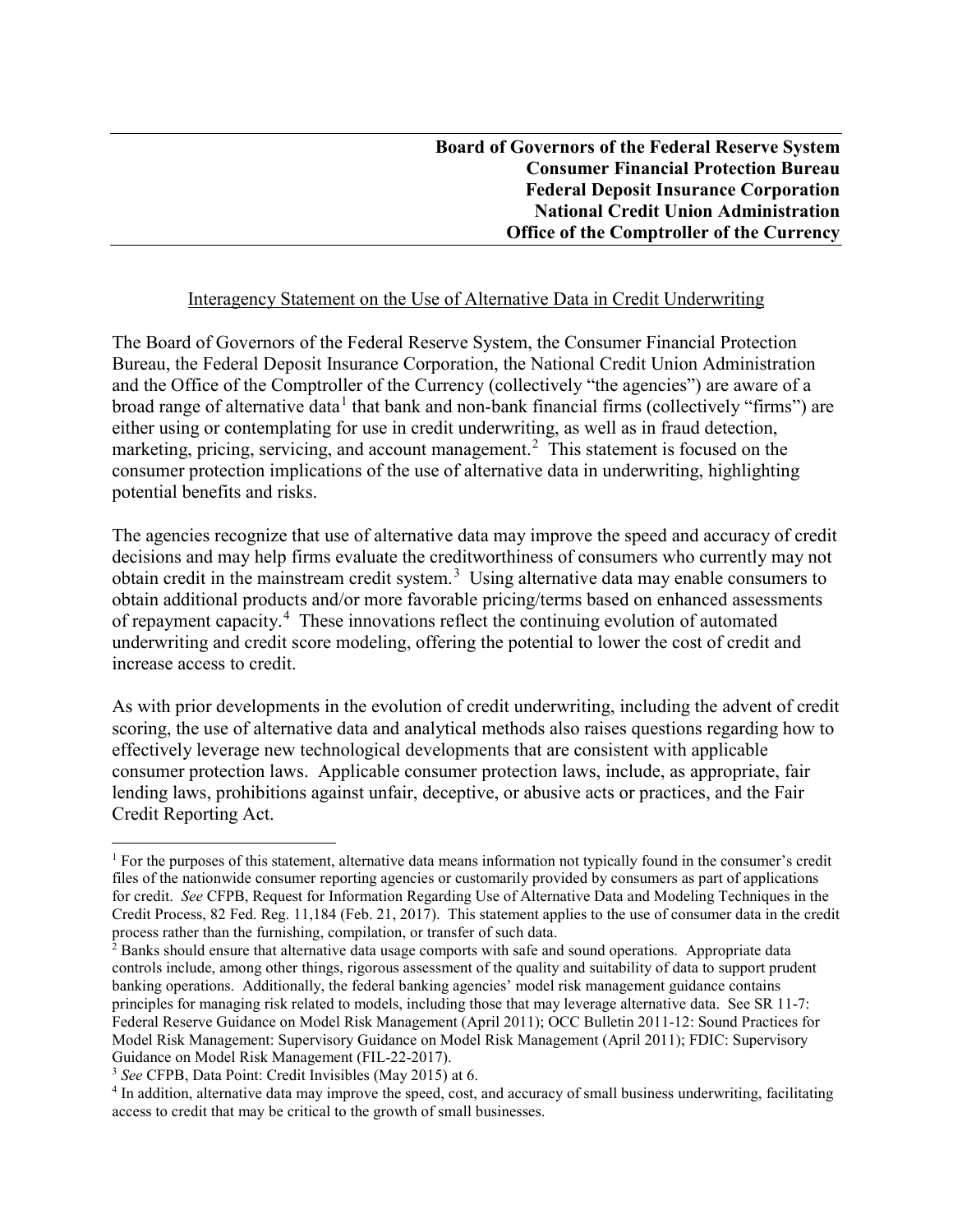**Board of Governors of the Federal Reserve System**
**Consumer Financial Protection Bureau**
**Federal Deposit Insurance Corporation**
**National Credit Union Administration**
**Office of the Comptroller of the Currency**

# Interagency Statement on the Use of Alternative Data in Credit Underwriting

The Board of Governors of the Federal Reserve System, the Consumer Financial Protection Bureau, the Federal Deposit Insurance Corporation, the National Credit Union Administration and the Office of the Comptroller of the Currency (collectively "the agencies") are aware of a broad range of alternative data[1] that bank and non-bank financial firms (collectively "firms") are either using or contemplating for use in credit underwriting, as well as in fraud detection, marketing, pricing, servicing, and account management.[2] This statement is focused on the consumer protection implications of the use of alternative data in underwriting, highlighting potential benefits and risks.

The agencies recognize that use of alternative data may improve the speed and accuracy of credit decisions and may help firms evaluate the creditworthiness of consumers who currently may not obtain credit in the mainstream credit system.[3] Using alternative data may enable consumers to obtain additional products and/or more favorable pricing/terms based on enhanced assessments of repayment capacity.[4] These innovations reflect the continuing evolution of automated underwriting and credit score modeling, offering the potential to lower the cost of credit and increase access to credit.

As with prior developments in the evolution of credit underwriting, including the advent of credit scoring, the use of alternative data and analytical methods also raises questions regarding how to effectively leverage new technological developments that are consistent with applicable consumer protection laws. Applicable consumer protection laws, include, as appropriate, fair lending laws, prohibitions against unfair, deceptive, or abusive acts or practices, and the Fair Credit Reporting Act.

---

[1] For the purposes of this statement, alternative data means information not typically found in the consumer's credit files of the nationwide consumer reporting agencies or customarily provided by consumers as part of applications for credit. *See* CFPB, Request for Information Regarding Use of Alternative Data and Modeling Techniques in the Credit Process, 82 Fed. Reg. 11,184 (Feb. 21, 2017). This statement applies to the use of consumer data in the credit process rather than the furnishing, compilation, or transfer of such data.

[2] Banks should ensure that alternative data usage comports with safe and sound operations. Appropriate data controls include, among other things, rigorous assessment of the quality and suitability of data to support prudent banking operations. Additionally, the federal banking agencies' model risk management guidance contains principles for managing risk related to models, including those that may leverage alternative data. See SR 11-7: Federal Reserve Guidance on Model Risk Management (April 2011); OCC Bulletin 2011-12: Sound Practices for Model Risk Management: Supervisory Guidance on Model Risk Management (April 2011); FDIC: Supervisory Guidance on Model Risk Management (FIL-22-2017).

[3] *See* CFPB, Data Point: Credit Invisibles (May 2015) at 6.

[4] In addition, alternative data may improve the speed, cost, and accuracy of small business underwriting, facilitating access to credit that may be critical to the growth of small businesses.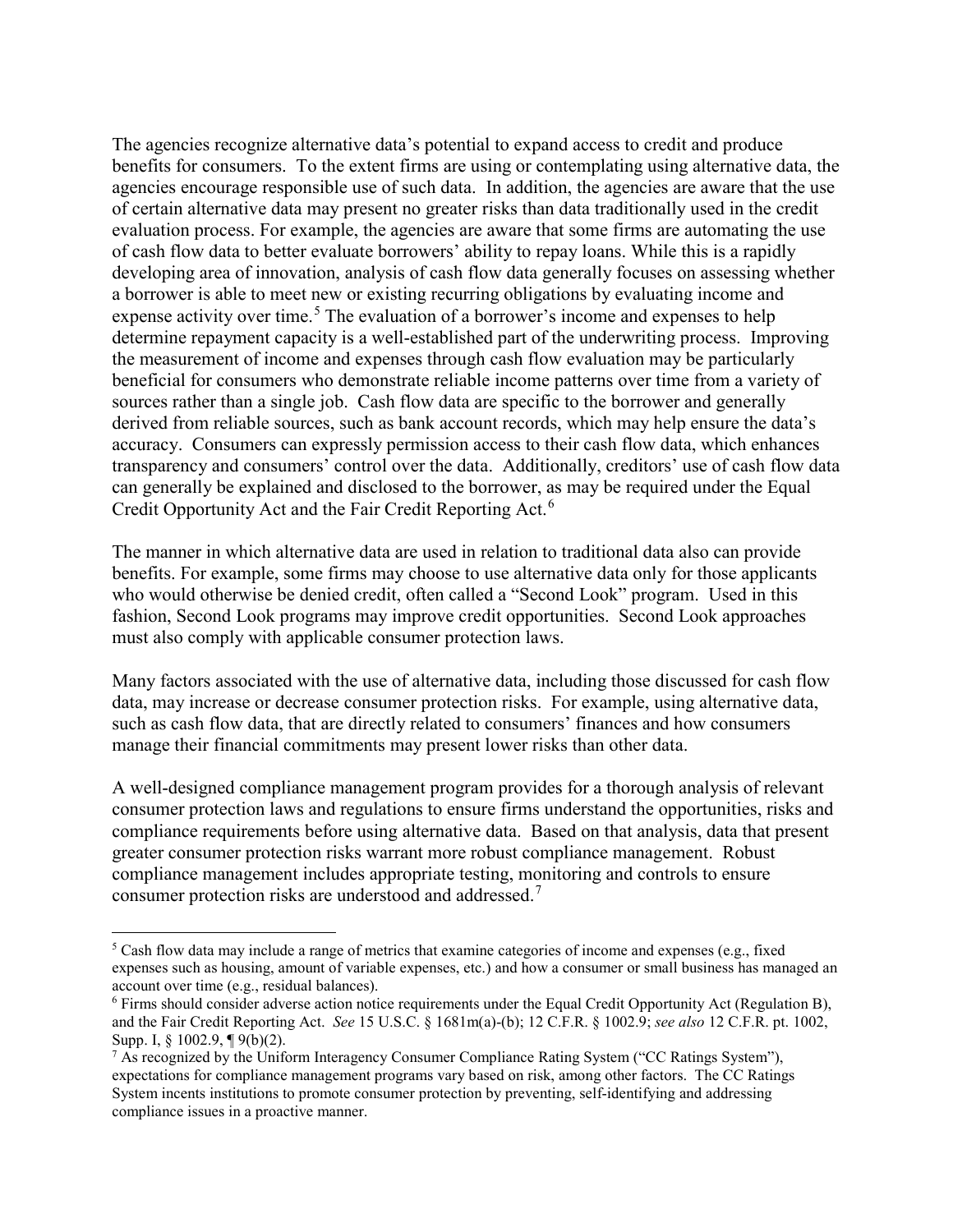The agencies recognize alternative data's potential to expand access to credit and produce benefits for consumers. To the extent firms are using or contemplating using alternative data, the agencies encourage responsible use of such data. In addition, the agencies are aware that the use of certain alternative data may present no greater risks than data traditionally used in the credit evaluation process. For example, the agencies are aware that some firms are automating the use of cash flow data to better evaluate borrowers' ability to repay loans. While this is a rapidly developing area of innovation, analysis of cash flow data generally focuses on assessing whether a borrower is able to meet new or existing recurring obligations by evaluating income and expense activity over time.[5] The evaluation of a borrower's income and expenses to help determine repayment capacity is a well-established part of the underwriting process. Improving the measurement of income and expenses through cash flow evaluation may be particularly beneficial for consumers who demonstrate reliable income patterns over time from a variety of sources rather than a single job. Cash flow data are specific to the borrower and generally derived from reliable sources, such as bank account records, which may help ensure the data's accuracy. Consumers can expressly permission access to their cash flow data, which enhances transparency and consumers' control over the data. Additionally, creditors' use of cash flow data can generally be explained and disclosed to the borrower, as may be required under the Equal Credit Opportunity Act and the Fair Credit Reporting Act.[6]

The manner in which alternative data are used in relation to traditional data also can provide benefits. For example, some firms may choose to use alternative data only for those applicants who would otherwise be denied credit, often called a "Second Look" program. Used in this fashion, Second Look programs may improve credit opportunities. Second Look approaches must also comply with applicable consumer protection laws.

Many factors associated with the use of alternative data, including those discussed for cash flow data, may increase or decrease consumer protection risks. For example, using alternative data, such as cash flow data, that are directly related to consumers' finances and how consumers manage their financial commitments may present lower risks than other data.

A well-designed compliance management program provides for a thorough analysis of relevant consumer protection laws and regulations to ensure firms understand the opportunities, risks and compliance requirements before using alternative data. Based on that analysis, data that present greater consumer protection risks warrant more robust compliance management. Robust compliance management includes appropriate testing, monitoring and controls to ensure consumer protection risks are understood and addressed.[7]

---

[5] Cash flow data may include a range of metrics that examine categories of income and expenses (e.g., fixed expenses such as housing, amount of variable expenses, etc.) and how a consumer or small business has managed an account over time (e.g., residual balances).

[6] Firms should consider adverse action notice requirements under the Equal Credit Opportunity Act (Regulation B), and the Fair Credit Reporting Act. *See* 15 U.S.C. § 1681m(a)-(b); 12 C.F.R. § 1002.9; *see also* 12 C.F.R. pt. 1002, Supp. I, § 1002.9, ¶ 9(b)(2).

[7] As recognized by the Uniform Interagency Consumer Compliance Rating System ("CC Ratings System"), expectations for compliance management programs vary based on risk, among other factors. The CC Ratings System incents institutions to promote consumer protection by preventing, self-identifying and addressing compliance issues in a proactive manner.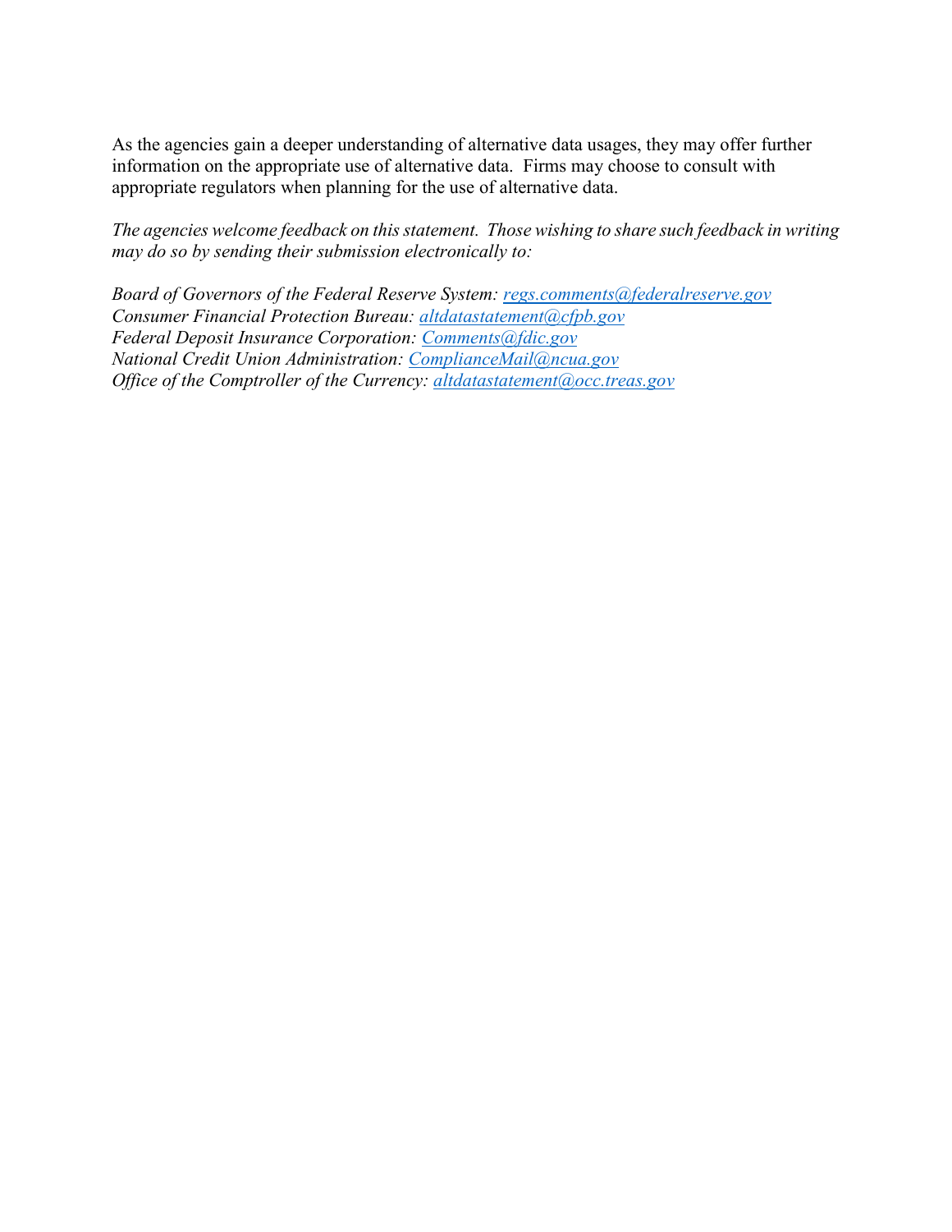As the agencies gain a deeper understanding of alternative data usages, they may offer further information on the appropriate use of alternative data. Firms may choose to consult with appropriate regulators when planning for the use of alternative data.

*The agencies welcome feedback on this statement. Those wishing to share such feedback in writing may do so by sending their submission electronically to:*

*Board of Governors of the Federal Reserve System: regs.comments@federalreserve.gov*
*Consumer Financial Protection Bureau: altdatastatement@cfpb.gov*
*Federal Deposit Insurance Corporation: Comments@fdic.gov*
*National Credit Union Administration: ComplianceMail@ncua.gov*
*Office of the Comptroller of the Currency: altdatastatement@occ.treas.gov*